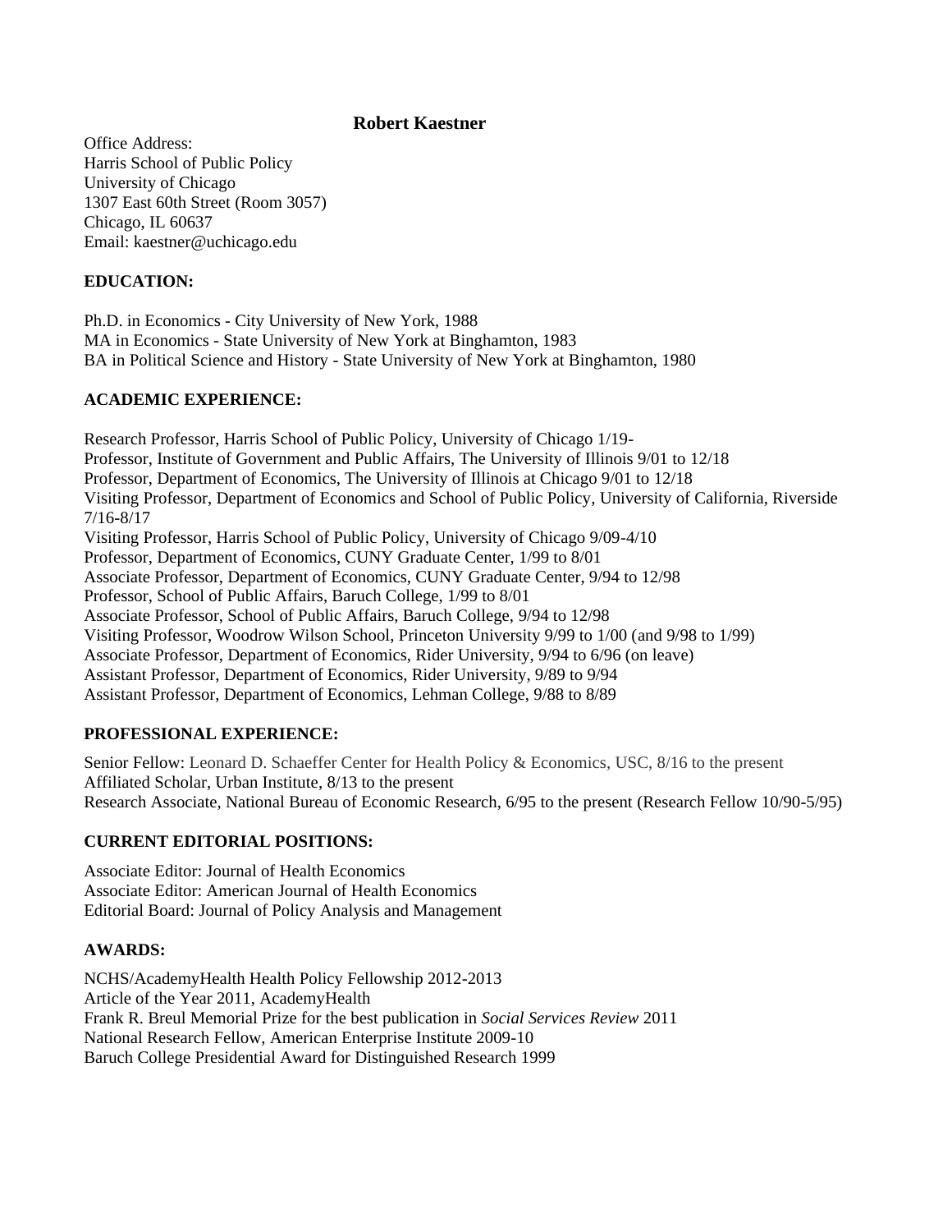# Robert Kaestner

Office Address:
Harris School of Public Policy
University of Chicago
1307 East 60th Street (Room 3057)
Chicago, IL 60637
Email: kaestner@uchicago.edu

## EDUCATION:

Ph.D. in Economics - City University of New York, 1988
MA in Economics - State University of New York at Binghamton, 1983
BA in Political Science and History - State University of New York at Binghamton, 1980

## ACADEMIC EXPERIENCE:

Research Professor, Harris School of Public Policy, University of Chicago 1/19-
Professor, Institute of Government and Public Affairs, The University of Illinois 9/01 to 12/18
Professor, Department of Economics, The University of Illinois at Chicago 9/01 to 12/18
Visiting Professor, Department of Economics and School of Public Policy, University of California, Riverside 7/16-8/17
Visiting Professor, Harris School of Public Policy, University of Chicago 9/09-4/10
Professor, Department of Economics, CUNY Graduate Center, 1/99 to 8/01
Associate Professor, Department of Economics, CUNY Graduate Center, 9/94 to 12/98
Professor, School of Public Affairs, Baruch College, 1/99 to 8/01
Associate Professor, School of Public Affairs, Baruch College, 9/94 to 12/98
Visiting Professor, Woodrow Wilson School, Princeton University 9/99 to 1/00 (and 9/98 to 1/99)
Associate Professor, Department of Economics, Rider University, 9/94 to 6/96 (on leave)
Assistant Professor, Department of Economics, Rider University, 9/89 to 9/94
Assistant Professor, Department of Economics, Lehman College, 9/88 to 8/89

## PROFESSIONAL EXPERIENCE:

Senior Fellow: Leonard D. Schaeffer Center for Health Policy & Economics, USC, 8/16 to the present
Affiliated Scholar, Urban Institute, 8/13 to the present
Research Associate, National Bureau of Economic Research, 6/95 to the present (Research Fellow 10/90-5/95)

## CURRENT EDITORIAL POSITIONS:

Associate Editor: Journal of Health Economics
Associate Editor: American Journal of Health Economics
Editorial Board: Journal of Policy Analysis and Management

## AWARDS:

NCHS/AcademyHealth Health Policy Fellowship 2012-2013
Article of the Year 2011, AcademyHealth
Frank R. Breul Memorial Prize for the best publication in *Social Services Review* 2011
National Research Fellow, American Enterprise Institute 2009-10
Baruch College Presidential Award for Distinguished Research 1999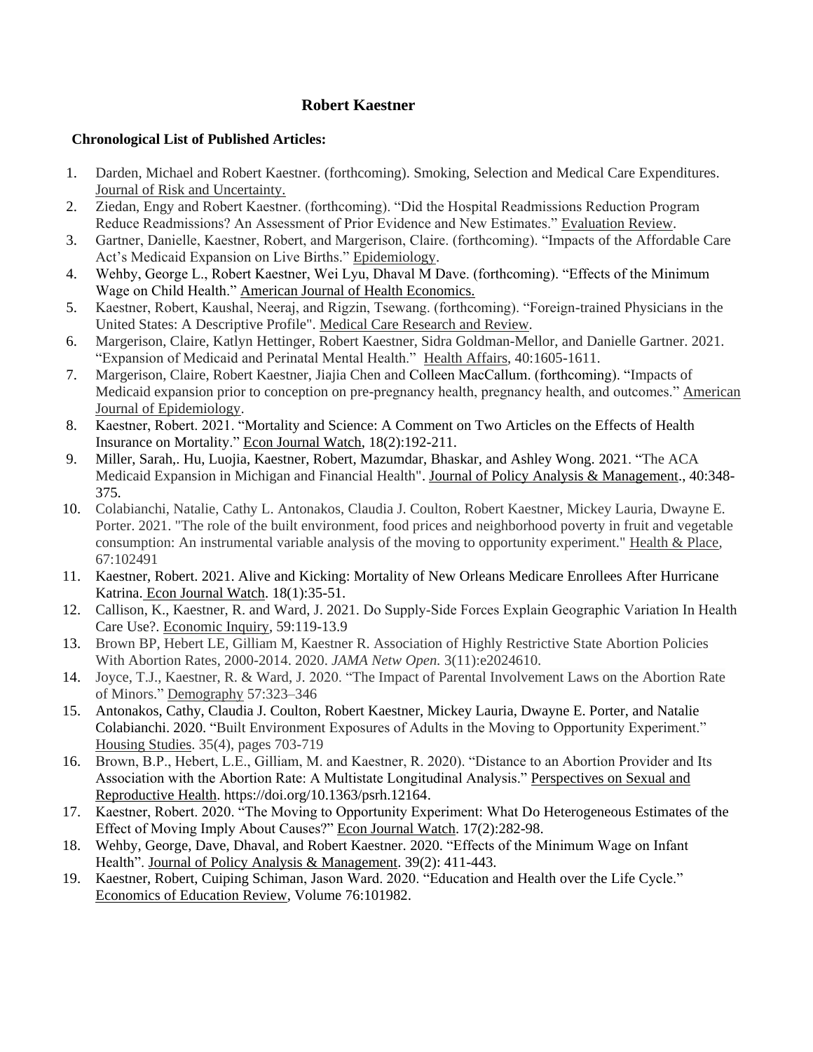**Robert Kaestner**

**Chronological List of Published Articles:**

1. Darden, Michael and Robert Kaestner. (forthcoming). Smoking, Selection and Medical Care Expenditures. Journal of Risk and Uncertainty.
2. Ziedan, Engy and Robert Kaestner. (forthcoming). "Did the Hospital Readmissions Reduction Program Reduce Readmissions? An Assessment of Prior Evidence and New Estimates." Evaluation Review.
3. Gartner, Danielle, Kaestner, Robert, and Margerison, Claire. (forthcoming). "Impacts of the Affordable Care Act's Medicaid Expansion on Live Births." Epidemiology.
4. Wehby, George L., Robert Kaestner, Wei Lyu, Dhaval M Dave. (forthcoming). "Effects of the Minimum Wage on Child Health." American Journal of Health Economics.
5. Kaestner, Robert, Kaushal, Neeraj, and Rigzin, Tsewang. (forthcoming). "Foreign-trained Physicians in the United States: A Descriptive Profile". Medical Care Research and Review.
6. Margerison, Claire, Katlyn Hettinger, Robert Kaestner, Sidra Goldman-Mellor, and Danielle Gartner. 2021. "Expansion of Medicaid and Perinatal Mental Health." Health Affairs, 40:1605-1611.
7. Margerison, Claire, Robert Kaestner, Jiajia Chen and Colleen MacCallum. (forthcoming). "Impacts of Medicaid expansion prior to conception on pre-pregnancy health, pregnancy health, and outcomes." American Journal of Epidemiology.
8. Kaestner, Robert. 2021. "Mortality and Science: A Comment on Two Articles on the Effects of Health Insurance on Mortality." Econ Journal Watch, 18(2):192-211.
9. Miller, Sarah,. Hu, Luojia, Kaestner, Robert, Mazumdar, Bhaskar, and Ashley Wong. 2021. "The ACA Medicaid Expansion in Michigan and Financial Health". Journal of Policy Analysis & Management., 40:348-375.
10. Colabianchi, Natalie, Cathy L. Antonakos, Claudia J. Coulton, Robert Kaestner, Mickey Lauria, Dwayne E. Porter. 2021. "The role of the built environment, food prices and neighborhood poverty in fruit and vegetable consumption: An instrumental variable analysis of the moving to opportunity experiment." Health & Place, 67:102491
11. Kaestner, Robert. 2021. Alive and Kicking: Mortality of New Orleans Medicare Enrollees After Hurricane Katrina. Econ Journal Watch. 18(1):35-51.
12. Callison, K., Kaestner, R. and Ward, J. 2021. Do Supply-Side Forces Explain Geographic Variation In Health Care Use?. Economic Inquiry, 59:119-13.9
13. Brown BP, Hebert LE, Gilliam M, Kaestner R. Association of Highly Restrictive State Abortion Policies With Abortion Rates, 2000-2014. 2020. *JAMA Netw Open.* 3(11):e2024610.
14. Joyce, T.J., Kaestner, R. & Ward, J. 2020. "The Impact of Parental Involvement Laws on the Abortion Rate of Minors." Demography 57:323–346
15. Antonakos, Cathy, Claudia J. Coulton, Robert Kaestner, Mickey Lauria, Dwayne E. Porter, and Natalie Colabianchi. 2020. "Built Environment Exposures of Adults in the Moving to Opportunity Experiment." Housing Studies. 35(4), pages 703-719
16. Brown, B.P., Hebert, L.E., Gilliam, M. and Kaestner, R. 2020). "Distance to an Abortion Provider and Its Association with the Abortion Rate: A Multistate Longitudinal Analysis." Perspectives on Sexual and Reproductive Health. https://doi.org/10.1363/psrh.12164.
17. Kaestner, Robert. 2020. "The Moving to Opportunity Experiment: What Do Heterogeneous Estimates of the Effect of Moving Imply About Causes?" Econ Journal Watch. 17(2):282-98.
18. Wehby, George, Dave, Dhaval, and Robert Kaestner. 2020. "Effects of the Minimum Wage on Infant Health". Journal of Policy Analysis & Management. 39(2): 411-443.
19. Kaestner, Robert, Cuiping Schiman, Jason Ward. 2020. "Education and Health over the Life Cycle." Economics of Education Review, Volume 76:101982.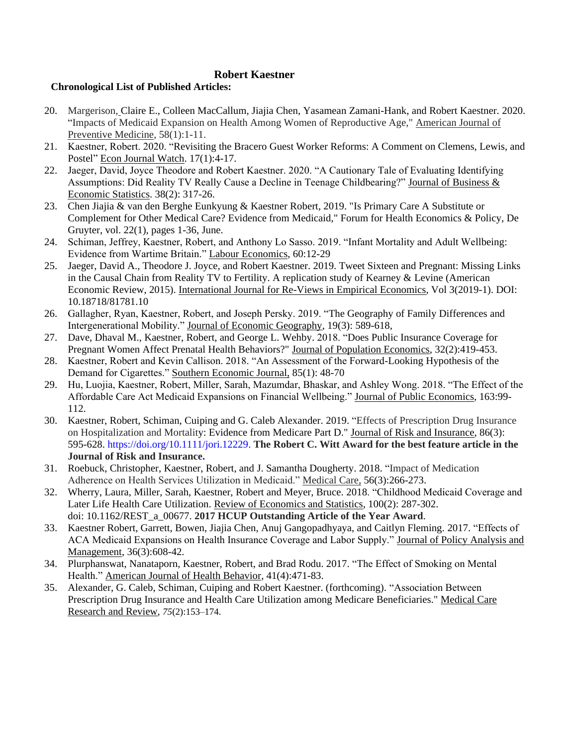**Robert Kaestner**

**Chronological List of Published Articles:**

20. Margerison, Claire E., Colleen MacCallum, Jiajia Chen, Yasamean Zamani-Hank, and Robert Kaestner. 2020. "Impacts of Medicaid Expansion on Health Among Women of Reproductive Age," American Journal of Preventive Medicine, 58(1):1-11.
21. Kaestner, Robert. 2020. "Revisiting the Bracero Guest Worker Reforms: A Comment on Clemens, Lewis, and Postel" Econ Journal Watch. 17(1):4-17.
22. Jaeger, David, Joyce Theodore and Robert Kaestner. 2020. "A Cautionary Tale of Evaluating Identifying Assumptions: Did Reality TV Really Cause a Decline in Teenage Childbearing?" Journal of Business & Economic Statistics. 38(2): 317-26.
23. Chen Jiajia & van den Berghe Eunkyung & Kaestner Robert, 2019. "Is Primary Care A Substitute or Complement for Other Medical Care? Evidence from Medicaid," Forum for Health Economics & Policy, De Gruyter, vol. 22(1), pages 1-36, June.
24. Schiman, Jeffrey, Kaestner, Robert, and Anthony Lo Sasso. 2019. "Infant Mortality and Adult Wellbeing: Evidence from Wartime Britain." Labour Economics, 60:12-29
25. Jaeger, David A., Theodore J. Joyce, and Robert Kaestner. 2019. Tweet Sixteen and Pregnant: Missing Links in the Causal Chain from Reality TV to Fertility. A replication study of Kearney & Levine (American Economic Review, 2015). International Journal for Re-Views in Empirical Economics, Vol 3(2019-1). DOI: 10.18718/81781.10
26. Gallagher, Ryan, Kaestner, Robert, and Joseph Persky. 2019. "The Geography of Family Differences and Intergenerational Mobility." Journal of Economic Geography, 19(3): 589-618,
27. Dave, Dhaval M., Kaestner, Robert, and George L. Wehby. 2018. "Does Public Insurance Coverage for Pregnant Women Affect Prenatal Health Behaviors?" Journal of Population Economics, 32(2):419-453.
28. Kaestner, Robert and Kevin Callison. 2018. "An Assessment of the Forward-Looking Hypothesis of the Demand for Cigarettes." Southern Economic Journal, 85(1): 48-70
29. Hu, Luojia, Kaestner, Robert, Miller, Sarah, Mazumdar, Bhaskar, and Ashley Wong. 2018. "The Effect of the Affordable Care Act Medicaid Expansions on Financial Wellbeing." Journal of Public Economics, 163:99-112.
30. Kaestner, Robert, Schiman, Cuiping and G. Caleb Alexander. 2019. "Effects of Prescription Drug Insurance on Hospitalization and Mortality: Evidence from Medicare Part D." Journal of Risk and Insurance, 86(3): 595-628. https://doi.org/10.1111/jori.12229. **The Robert C. Witt Award for the best feature article in the Journal of Risk and Insurance.**
31. Roebuck, Christopher, Kaestner, Robert, and J. Samantha Dougherty. 2018. "Impact of Medication Adherence on Health Services Utilization in Medicaid." Medical Care, 56(3):266-273.
32. Wherry, Laura, Miller, Sarah, Kaestner, Robert and Meyer, Bruce. 2018. "Childhood Medicaid Coverage and Later Life Health Care Utilization. Review of Economics and Statistics, 100(2): 287-302. doi: 10.1162/REST_a_00677. **2017 HCUP Outstanding Article of the Year Award**.
33. Kaestner Robert, Garrett, Bowen, Jiajia Chen, Anuj Gangopadhyaya, and Caitlyn Fleming. 2017. "Effects of ACA Medicaid Expansions on Health Insurance Coverage and Labor Supply." Journal of Policy Analysis and Management, 36(3):608-42.
34. Plurphanswat, Nanataporn, Kaestner, Robert, and Brad Rodu. 2017. "The Effect of Smoking on Mental Health." American Journal of Health Behavior, 41(4):471-83.
35. Alexander, G. Caleb, Schiman, Cuiping and Robert Kaestner. (forthcoming). "Association Between Prescription Drug Insurance and Health Care Utilization among Medicare Beneficiaries." Medical Care Research and Review, *75*(2):153–174.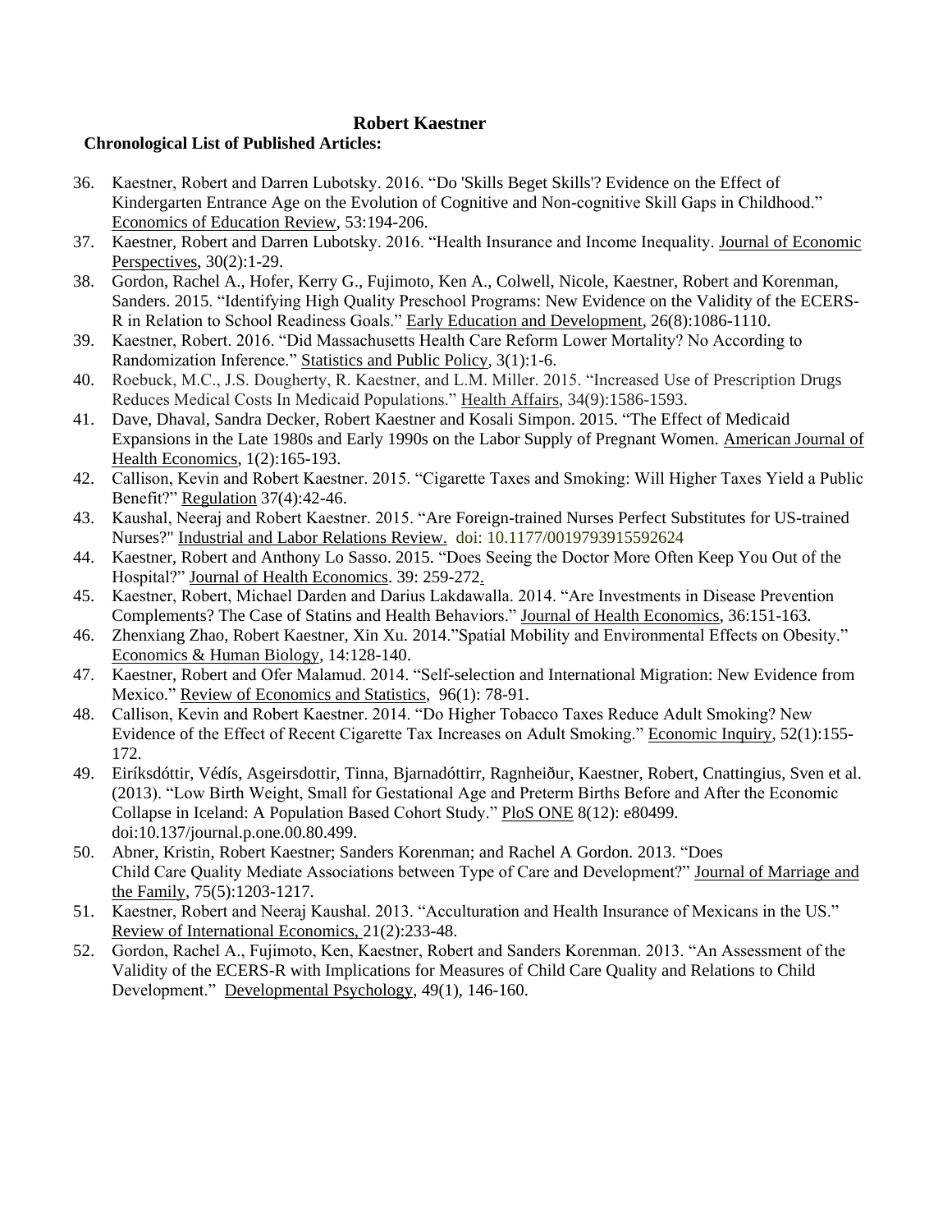**Robert Kaestner**

**Chronological List of Published Articles:**

36. Kaestner, Robert and Darren Lubotsky. 2016. "Do 'Skills Beget Skills'? Evidence on the Effect of Kindergarten Entrance Age on the Evolution of Cognitive and Non-cognitive Skill Gaps in Childhood." Economics of Education Review, 53:194-206.
37. Kaestner, Robert and Darren Lubotsky. 2016. "Health Insurance and Income Inequality. Journal of Economic Perspectives, 30(2):1-29.
38. Gordon, Rachel A., Hofer, Kerry G., Fujimoto, Ken A., Colwell, Nicole, Kaestner, Robert and Korenman, Sanders. 2015. "Identifying High Quality Preschool Programs: New Evidence on the Validity of the ECERS-R in Relation to School Readiness Goals." Early Education and Development, 26(8):1086-1110.
39. Kaestner, Robert. 2016. "Did Massachusetts Health Care Reform Lower Mortality? No According to Randomization Inference." Statistics and Public Policy, 3(1):1-6.
40. Roebuck, M.C., J.S. Dougherty, R. Kaestner, and L.M. Miller. 2015. "Increased Use of Prescription Drugs Reduces Medical Costs In Medicaid Populations." Health Affairs, 34(9):1586-1593.
41. Dave, Dhaval, Sandra Decker, Robert Kaestner and Kosali Simpon. 2015. "The Effect of Medicaid Expansions in the Late 1980s and Early 1990s on the Labor Supply of Pregnant Women. American Journal of Health Economics, 1(2):165-193.
42. Callison, Kevin and Robert Kaestner. 2015. "Cigarette Taxes and Smoking: Will Higher Taxes Yield a Public Benefit?" Regulation 37(4):42-46.
43. Kaushal, Neeraj and Robert Kaestner. 2015. "Are Foreign-trained Nurses Perfect Substitutes for US-trained Nurses?" Industrial and Labor Relations Review. doi: 10.1177/0019793915592624
44. Kaestner, Robert and Anthony Lo Sasso. 2015. "Does Seeing the Doctor More Often Keep You Out of the Hospital?" Journal of Health Economics. 39: 259-272.
45. Kaestner, Robert, Michael Darden and Darius Lakdawalla. 2014. "Are Investments in Disease Prevention Complements? The Case of Statins and Health Behaviors." Journal of Health Economics, 36:151-163.
46. Zhenxiang Zhao, Robert Kaestner, Xin Xu. 2014."Spatial Mobility and Environmental Effects on Obesity." Economics & Human Biology, 14:128-140.
47. Kaestner, Robert and Ofer Malamud. 2014. "Self-selection and International Migration: New Evidence from Mexico." Review of Economics and Statistics, 96(1): 78-91.
48. Callison, Kevin and Robert Kaestner. 2014. "Do Higher Tobacco Taxes Reduce Adult Smoking? New Evidence of the Effect of Recent Cigarette Tax Increases on Adult Smoking." Economic Inquiry, 52(1):155-172.
49. Eiríksdóttir, Védís, Asgeirsdottir, Tinna, Bjarnadóttirr, Ragnheiður, Kaestner, Robert, Cnattingius, Sven et al. (2013). "Low Birth Weight, Small for Gestational Age and Preterm Births Before and After the Economic Collapse in Iceland: A Population Based Cohort Study." PloS ONE 8(12): e80499. doi:10.137/journal.p.one.00.80.499.
50. Abner, Kristin, Robert Kaestner; Sanders Korenman; and Rachel A Gordon. 2013. "Does Child Care Quality Mediate Associations between Type of Care and Development?" Journal of Marriage and the Family, 75(5):1203-1217.
51. Kaestner, Robert and Neeraj Kaushal. 2013. "Acculturation and Health Insurance of Mexicans in the US." Review of International Economics, 21(2):233-48.
52. Gordon, Rachel A., Fujimoto, Ken, Kaestner, Robert and Sanders Korenman. 2013. "An Assessment of the Validity of the ECERS-R with Implications for Measures of Child Care Quality and Relations to Child Development." Developmental Psychology, 49(1), 146-160.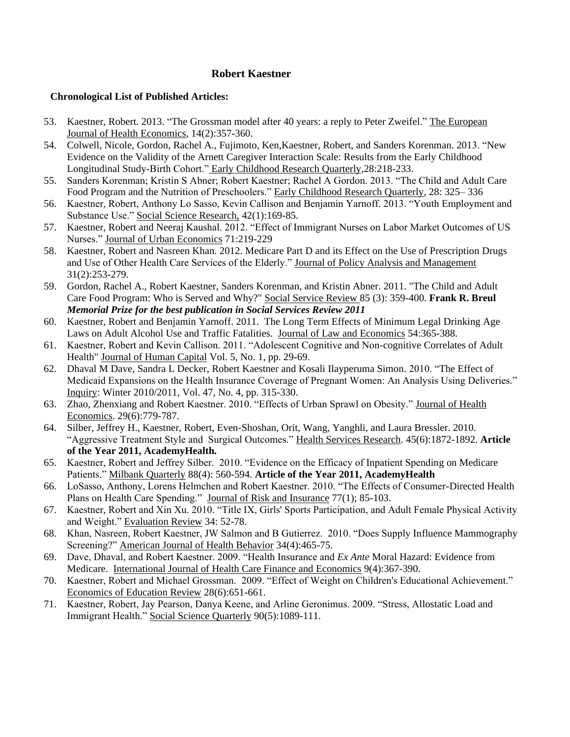**Robert Kaestner**

**Chronological List of Published Articles:**

53. Kaestner, Robert. 2013. "The Grossman model after 40 years: a reply to Peter Zweifel." The European Journal of Health Economics, 14(2):357-360.
54. Colwell, Nicole, Gordon, Rachel A., Fujimoto, Ken,Kaestner, Robert, and Sanders Korenman. 2013. "New Evidence on the Validity of the Arnett Caregiver Interaction Scale: Results from the Early Childhood Longitudinal Study-Birth Cohort." Early Childhood Research Quarterly,28:218-233.
55. Sanders Korenman; Kristin S Abner; Robert Kaestner; Rachel A Gordon. 2013. "The Child and Adult Care Food Program and the Nutrition of Preschoolers." Early Childhood Research Quarterly, 28: 325– 336
56. Kaestner, Robert, Anthony Lo Sasso, Kevin Callison and Benjamin Yarnoff. 2013. "Youth Employment and Substance Use." Social Science Research, 42(1):169-85.
57. Kaestner, Robert and Neeraj Kaushal. 2012. "Effect of Immigrant Nurses on Labor Market Outcomes of US Nurses." Journal of Urban Economics 71:219-229
58. Kaestner, Robert and Nasreen Khan. 2012. Medicare Part D and its Effect on the Use of Prescription Drugs and Use of Other Health Care Services of the Elderly." Journal of Policy Analysis and Management 31(2):253-279.
59. Gordon, Rachel A., Robert Kaestner, Sanders Korenman, and Kristin Abner. 2011. "The Child and Adult Care Food Program: Who is Served and Why?" Social Service Review 85 (3): 359-400. **Frank R. Breul *Memorial Prize for the best publication in Social Services Review 2011***
60. Kaestner, Robert and Benjamin Yarnoff. 2011. The Long Term Effects of Minimum Legal Drinking Age Laws on Adult Alcohol Use and Traffic Fatalities. Journal of Law and Economics 54:365-388.
61. Kaestner, Robert and Kevin Callison. 2011. "Adolescent Cognitive and Non-cognitive Correlates of Adult Health" Journal of Human Capital Vol. 5, No. 1, pp. 29-69.
62. Dhaval M Dave, Sandra L Decker, Robert Kaestner and Kosali Ilayperuma Simon. 2010. "The Effect of Medicaid Expansions on the Health Insurance Coverage of Pregnant Women: An Analysis Using Deliveries." Inquiry: Winter 2010/2011, Vol. 47, No. 4, pp. 315-330.
63. Zhao, Zhenxiang and Robert Kaestner. 2010. "Effects of Urban Sprawl on Obesity." Journal of Health Economics. 29(6):779-787.
64. Silber, Jeffrey H., Kaestner, Robert, Even-Shoshan, Orit, Wang, Yanghli, and Laura Bressler. 2010. "Aggressive Treatment Style and Surgical Outcomes." Health Services Research. 45(6):1872-1892. **Article of the Year 2011, AcademyHealth.**
65. Kaestner, Robert and Jeffrey Silber. 2010. "Evidence on the Efficacy of Inpatient Spending on Medicare Patients." Milbank Quarterly 88(4): 560-594. **Article of the Year 2011, AcademyHealth**
66. LoSasso, Anthony, Lorens Helmchen and Robert Kaestner. 2010. "The Effects of Consumer-Directed Health Plans on Health Care Spending." Journal of Risk and Insurance 77(1); 85-103.
67. Kaestner, Robert and Xin Xu. 2010. "Title IX, Girls' Sports Participation, and Adult Female Physical Activity and Weight." Evaluation Review 34: 52-78.
68. Khan, Nasreen, Robert Kaestner, JW Salmon and B Gutierrez. 2010. "Does Supply Influence Mammography Screening?" American Journal of Health Behavior 34(4):465-75.
69. Dave, Dhaval, and Robert Kaestner. 2009. "Health Insurance and *Ex Ante* Moral Hazard: Evidence from Medicare. International Journal of Health Care Finance and Economics 9(4):367-390.
70. Kaestner, Robert and Michael Grossman. 2009. "Effect of Weight on Children's Educational Achievement." Economics of Education Review 28(6):651-661.
71. Kaestner, Robert, Jay Pearson, Danya Keene, and Arline Geronimus. 2009. "Stress, Allostatic Load and Immigrant Health." Social Science Quarterly 90(5):1089-111.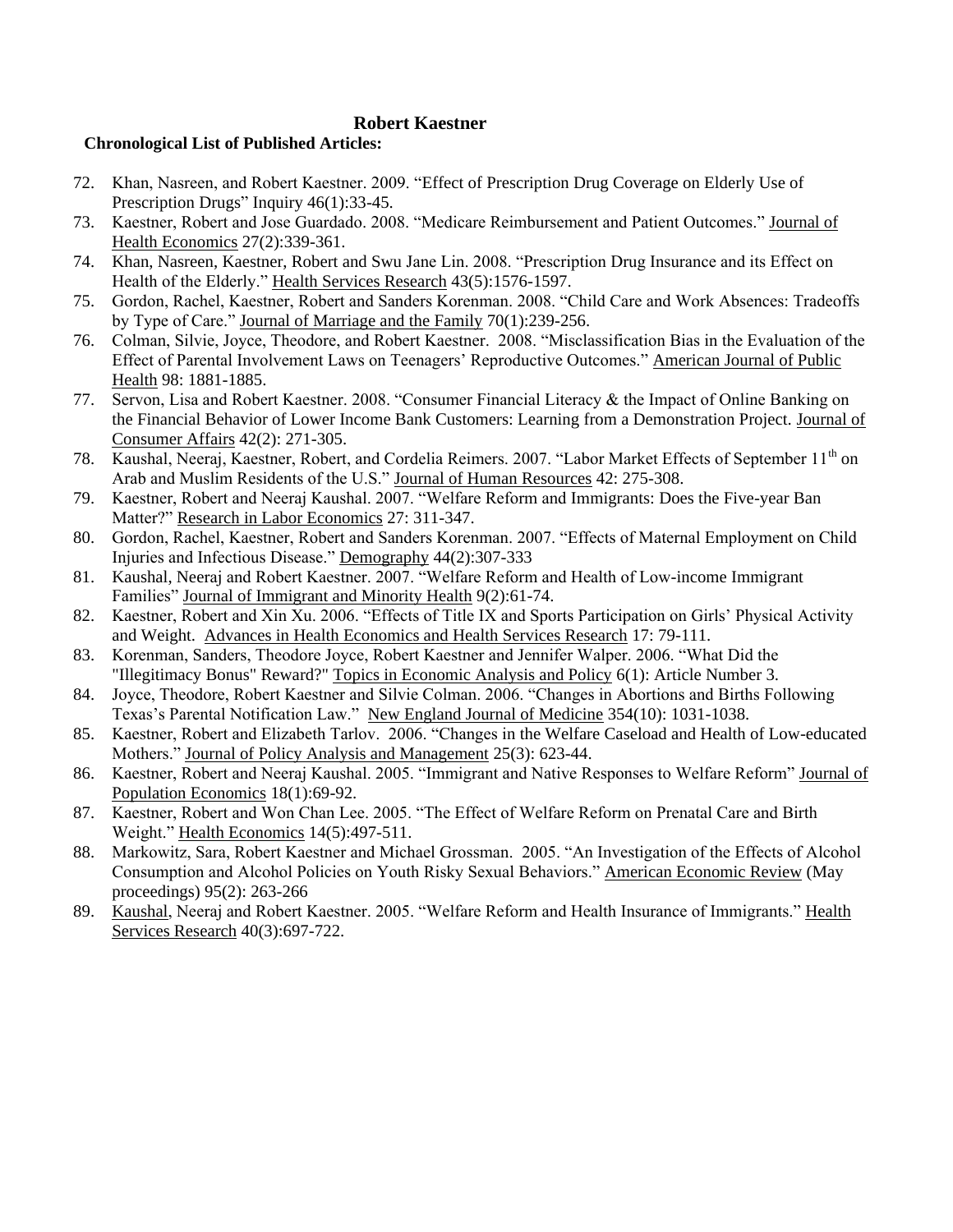**Robert Kaestner**

**Chronological List of Published Articles:**

72. Khan, Nasreen, and Robert Kaestner. 2009. "Effect of Prescription Drug Coverage on Elderly Use of Prescription Drugs" Inquiry 46(1):33-45.
73. Kaestner, Robert and Jose Guardado. 2008. "Medicare Reimbursement and Patient Outcomes." Journal of Health Economics 27(2):339-361.
74. Khan, Nasreen, Kaestner, Robert and Swu Jane Lin. 2008. "Prescription Drug Insurance and its Effect on Health of the Elderly." Health Services Research 43(5):1576-1597.
75. Gordon, Rachel, Kaestner, Robert and Sanders Korenman. 2008. "Child Care and Work Absences: Tradeoffs by Type of Care." Journal of Marriage and the Family 70(1):239-256.
76. Colman, Silvie, Joyce, Theodore, and Robert Kaestner. 2008. "Misclassification Bias in the Evaluation of the Effect of Parental Involvement Laws on Teenagers' Reproductive Outcomes." American Journal of Public Health 98: 1881-1885.
77. Servon, Lisa and Robert Kaestner. 2008. "Consumer Financial Literacy & the Impact of Online Banking on the Financial Behavior of Lower Income Bank Customers: Learning from a Demonstration Project. Journal of Consumer Affairs 42(2): 271-305.
78. Kaushal, Neeraj, Kaestner, Robert, and Cordelia Reimers. 2007. "Labor Market Effects of September 11th on Arab and Muslim Residents of the U.S." Journal of Human Resources 42: 275-308.
79. Kaestner, Robert and Neeraj Kaushal. 2007. "Welfare Reform and Immigrants: Does the Five-year Ban Matter?" Research in Labor Economics 27: 311-347.
80. Gordon, Rachel, Kaestner, Robert and Sanders Korenman. 2007. "Effects of Maternal Employment on Child Injuries and Infectious Disease." Demography 44(2):307-333
81. Kaushal, Neeraj and Robert Kaestner. 2007. "Welfare Reform and Health of Low-income Immigrant Families" Journal of Immigrant and Minority Health 9(2):61-74.
82. Kaestner, Robert and Xin Xu. 2006. "Effects of Title IX and Sports Participation on Girls' Physical Activity and Weight. Advances in Health Economics and Health Services Research 17: 79-111.
83. Korenman, Sanders, Theodore Joyce, Robert Kaestner and Jennifer Walper. 2006. "What Did the "Illegitimacy Bonus" Reward?" Topics in Economic Analysis and Policy 6(1): Article Number 3.
84. Joyce, Theodore, Robert Kaestner and Silvie Colman. 2006. "Changes in Abortions and Births Following Texas's Parental Notification Law." New England Journal of Medicine 354(10): 1031-1038.
85. Kaestner, Robert and Elizabeth Tarlov. 2006. "Changes in the Welfare Caseload and Health of Low-educated Mothers." Journal of Policy Analysis and Management 25(3): 623-44.
86. Kaestner, Robert and Neeraj Kaushal. 2005. "Immigrant and Native Responses to Welfare Reform" Journal of Population Economics 18(1):69-92.
87. Kaestner, Robert and Won Chan Lee. 2005. "The Effect of Welfare Reform on Prenatal Care and Birth Weight." Health Economics 14(5):497-511.
88. Markowitz, Sara, Robert Kaestner and Michael Grossman. 2005. "An Investigation of the Effects of Alcohol Consumption and Alcohol Policies on Youth Risky Sexual Behaviors." American Economic Review (May proceedings) 95(2): 263-266
89. Kaushal, Neeraj and Robert Kaestner. 2005. "Welfare Reform and Health Insurance of Immigrants." Health Services Research 40(3):697-722.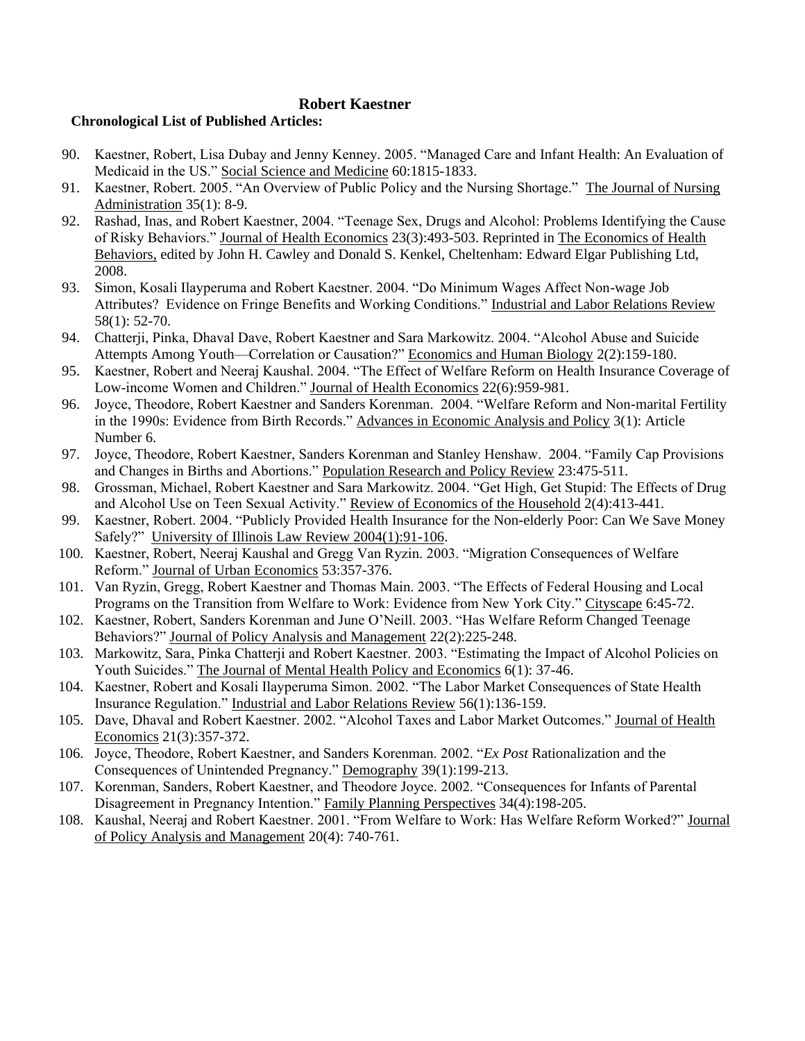**Robert Kaestner**

**Chronological List of Published Articles:**

90. Kaestner, Robert, Lisa Dubay and Jenny Kenney. 2005. "Managed Care and Infant Health: An Evaluation of Medicaid in the US." Social Science and Medicine 60:1815-1833.
91. Kaestner, Robert. 2005. "An Overview of Public Policy and the Nursing Shortage." The Journal of Nursing Administration 35(1): 8-9.
92. Rashad, Inas, and Robert Kaestner, 2004. "Teenage Sex, Drugs and Alcohol: Problems Identifying the Cause of Risky Behaviors." Journal of Health Economics 23(3):493-503. Reprinted in The Economics of Health Behaviors, edited by John H. Cawley and Donald S. Kenkel, Cheltenham: Edward Elgar Publishing Ltd, 2008.
93. Simon, Kosali Ilayperuma and Robert Kaestner. 2004. "Do Minimum Wages Affect Non-wage Job Attributes? Evidence on Fringe Benefits and Working Conditions." Industrial and Labor Relations Review 58(1): 52-70.
94. Chatterji, Pinka, Dhaval Dave, Robert Kaestner and Sara Markowitz. 2004. "Alcohol Abuse and Suicide Attempts Among Youth—Correlation or Causation?" Economics and Human Biology 2(2):159-180.
95. Kaestner, Robert and Neeraj Kaushal. 2004. "The Effect of Welfare Reform on Health Insurance Coverage of Low-income Women and Children." Journal of Health Economics 22(6):959-981.
96. Joyce, Theodore, Robert Kaestner and Sanders Korenman. 2004. "Welfare Reform and Non-marital Fertility in the 1990s: Evidence from Birth Records." Advances in Economic Analysis and Policy 3(1): Article Number 6.
97. Joyce, Theodore, Robert Kaestner, Sanders Korenman and Stanley Henshaw. 2004. "Family Cap Provisions and Changes in Births and Abortions." Population Research and Policy Review 23:475-511.
98. Grossman, Michael, Robert Kaestner and Sara Markowitz. 2004. "Get High, Get Stupid: The Effects of Drug and Alcohol Use on Teen Sexual Activity." Review of Economics of the Household 2(4):413-441.
99. Kaestner, Robert. 2004. "Publicly Provided Health Insurance for the Non-elderly Poor: Can We Save Money Safely?" University of Illinois Law Review 2004(1):91-106.
100. Kaestner, Robert, Neeraj Kaushal and Gregg Van Ryzin. 2003. "Migration Consequences of Welfare Reform." Journal of Urban Economics 53:357-376.
101. Van Ryzin, Gregg, Robert Kaestner and Thomas Main. 2003. "The Effects of Federal Housing and Local Programs on the Transition from Welfare to Work: Evidence from New York City." Cityscape 6:45-72.
102. Kaestner, Robert, Sanders Korenman and June O'Neill. 2003. "Has Welfare Reform Changed Teenage Behaviors?" Journal of Policy Analysis and Management 22(2):225-248.
103. Markowitz, Sara, Pinka Chatterji and Robert Kaestner. 2003. "Estimating the Impact of Alcohol Policies on Youth Suicides." The Journal of Mental Health Policy and Economics 6(1): 37-46.
104. Kaestner, Robert and Kosali Ilayperuma Simon. 2002. "The Labor Market Consequences of State Health Insurance Regulation." Industrial and Labor Relations Review 56(1):136-159.
105. Dave, Dhaval and Robert Kaestner. 2002. "Alcohol Taxes and Labor Market Outcomes." Journal of Health Economics 21(3):357-372.
106. Joyce, Theodore, Robert Kaestner, and Sanders Korenman. 2002. "*Ex Post* Rationalization and the Consequences of Unintended Pregnancy." Demography 39(1):199-213.
107. Korenman, Sanders, Robert Kaestner, and Theodore Joyce. 2002. "Consequences for Infants of Parental Disagreement in Pregnancy Intention." Family Planning Perspectives 34(4):198-205.
108. Kaushal, Neeraj and Robert Kaestner. 2001. "From Welfare to Work: Has Welfare Reform Worked?" Journal of Policy Analysis and Management 20(4): 740-761.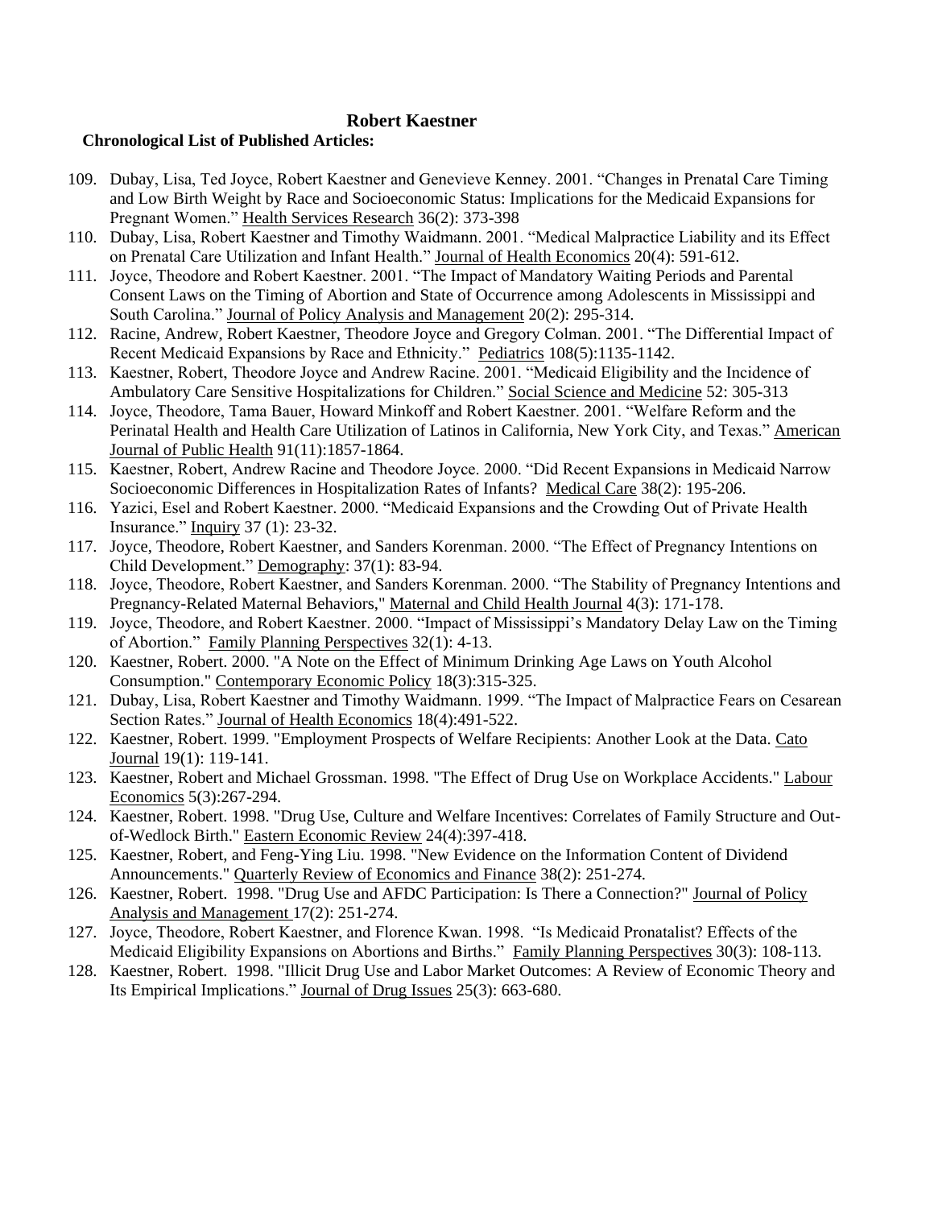**Robert Kaestner**

**Chronological List of Published Articles:**

109. Dubay, Lisa, Ted Joyce, Robert Kaestner and Genevieve Kenney. 2001. "Changes in Prenatal Care Timing and Low Birth Weight by Race and Socioeconomic Status: Implications for the Medicaid Expansions for Pregnant Women." Health Services Research 36(2): 373-398
110. Dubay, Lisa, Robert Kaestner and Timothy Waidmann. 2001. "Medical Malpractice Liability and its Effect on Prenatal Care Utilization and Infant Health." Journal of Health Economics 20(4): 591-612.
111. Joyce, Theodore and Robert Kaestner. 2001. "The Impact of Mandatory Waiting Periods and Parental Consent Laws on the Timing of Abortion and State of Occurrence among Adolescents in Mississippi and South Carolina." Journal of Policy Analysis and Management 20(2): 295-314.
112. Racine, Andrew, Robert Kaestner, Theodore Joyce and Gregory Colman. 2001. "The Differential Impact of Recent Medicaid Expansions by Race and Ethnicity." Pediatrics 108(5):1135-1142.
113. Kaestner, Robert, Theodore Joyce and Andrew Racine. 2001. "Medicaid Eligibility and the Incidence of Ambulatory Care Sensitive Hospitalizations for Children." Social Science and Medicine 52: 305-313
114. Joyce, Theodore, Tama Bauer, Howard Minkoff and Robert Kaestner. 2001. "Welfare Reform and the Perinatal Health and Health Care Utilization of Latinos in California, New York City, and Texas." American Journal of Public Health 91(11):1857-1864.
115. Kaestner, Robert, Andrew Racine and Theodore Joyce. 2000. "Did Recent Expansions in Medicaid Narrow Socioeconomic Differences in Hospitalization Rates of Infants? Medical Care 38(2): 195-206.
116. Yazici, Esel and Robert Kaestner. 2000. "Medicaid Expansions and the Crowding Out of Private Health Insurance." Inquiry 37 (1): 23-32.
117. Joyce, Theodore, Robert Kaestner, and Sanders Korenman. 2000. "The Effect of Pregnancy Intentions on Child Development." Demography: 37(1): 83-94.
118. Joyce, Theodore, Robert Kaestner, and Sanders Korenman. 2000. "The Stability of Pregnancy Intentions and Pregnancy-Related Maternal Behaviors," Maternal and Child Health Journal 4(3): 171-178.
119. Joyce, Theodore, and Robert Kaestner. 2000. "Impact of Mississippi's Mandatory Delay Law on the Timing of Abortion." Family Planning Perspectives 32(1): 4-13.
120. Kaestner, Robert. 2000. "A Note on the Effect of Minimum Drinking Age Laws on Youth Alcohol Consumption." Contemporary Economic Policy 18(3):315-325.
121. Dubay, Lisa, Robert Kaestner and Timothy Waidmann. 1999. "The Impact of Malpractice Fears on Cesarean Section Rates." Journal of Health Economics 18(4):491-522.
122. Kaestner, Robert. 1999. "Employment Prospects of Welfare Recipients: Another Look at the Data. Cato Journal 19(1): 119-141.
123. Kaestner, Robert and Michael Grossman. 1998. "The Effect of Drug Use on Workplace Accidents." Labour Economics 5(3):267-294.
124. Kaestner, Robert. 1998. "Drug Use, Culture and Welfare Incentives: Correlates of Family Structure and Out-of-Wedlock Birth." Eastern Economic Review 24(4):397-418.
125. Kaestner, Robert, and Feng-Ying Liu. 1998. "New Evidence on the Information Content of Dividend Announcements." Quarterly Review of Economics and Finance 38(2): 251-274.
126. Kaestner, Robert. 1998. "Drug Use and AFDC Participation: Is There a Connection?" Journal of Policy Analysis and Management 17(2): 251-274.
127. Joyce, Theodore, Robert Kaestner, and Florence Kwan. 1998. "Is Medicaid Pronatalist? Effects of the Medicaid Eligibility Expansions on Abortions and Births." Family Planning Perspectives 30(3): 108-113.
128. Kaestner, Robert. 1998. "Illicit Drug Use and Labor Market Outcomes: A Review of Economic Theory and Its Empirical Implications." Journal of Drug Issues 25(3): 663-680.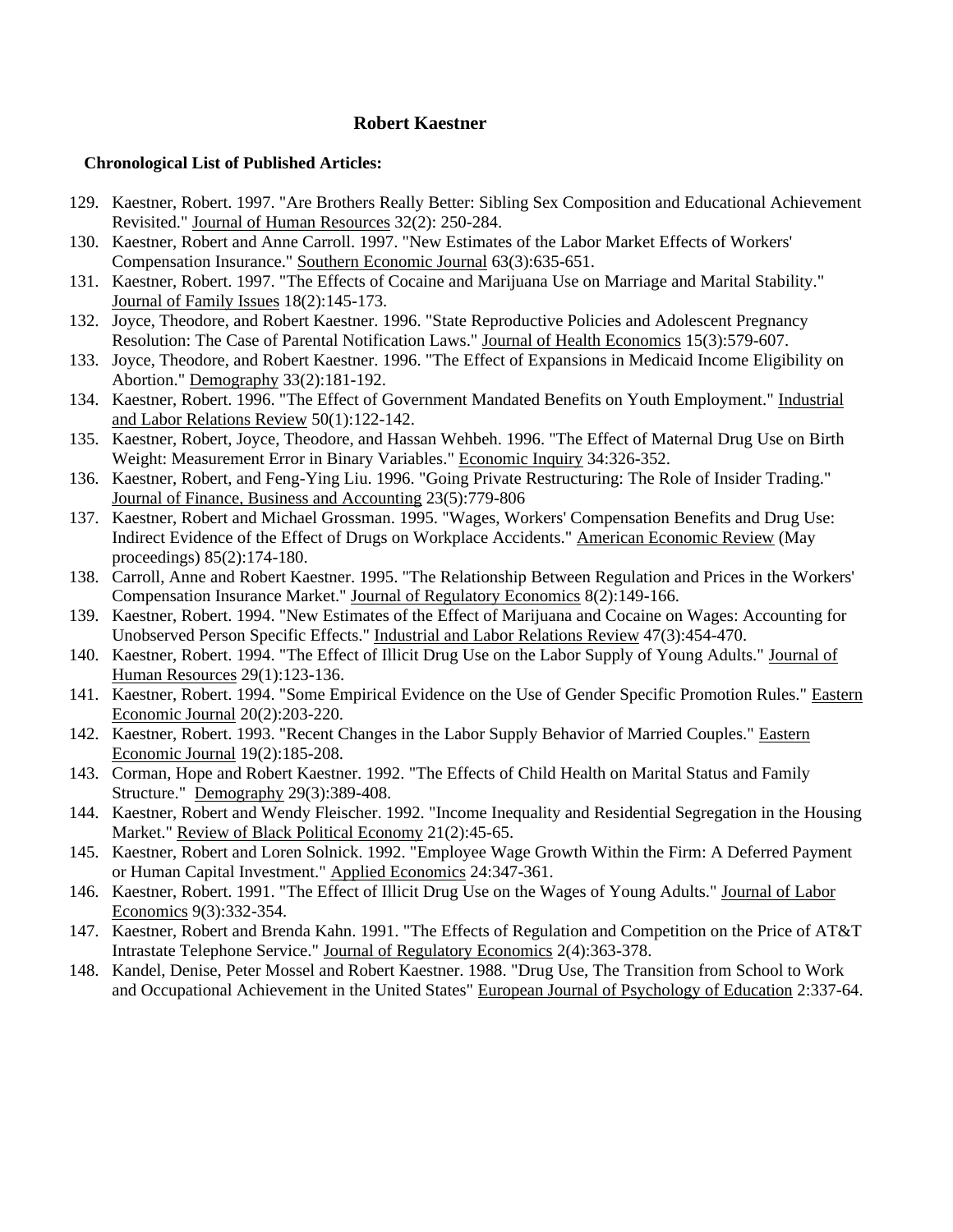**Robert Kaestner**

**Chronological List of Published Articles:**

129. Kaestner, Robert. 1997. "Are Brothers Really Better: Sibling Sex Composition and Educational Achievement Revisited." Journal of Human Resources 32(2): 250-284.
130. Kaestner, Robert and Anne Carroll. 1997. "New Estimates of the Labor Market Effects of Workers' Compensation Insurance." Southern Economic Journal 63(3):635-651.
131. Kaestner, Robert. 1997. "The Effects of Cocaine and Marijuana Use on Marriage and Marital Stability." Journal of Family Issues 18(2):145-173.
132. Joyce, Theodore, and Robert Kaestner. 1996. "State Reproductive Policies and Adolescent Pregnancy Resolution: The Case of Parental Notification Laws." Journal of Health Economics 15(3):579-607.
133. Joyce, Theodore, and Robert Kaestner. 1996. "The Effect of Expansions in Medicaid Income Eligibility on Abortion." Demography 33(2):181-192.
134. Kaestner, Robert. 1996. "The Effect of Government Mandated Benefits on Youth Employment." Industrial and Labor Relations Review 50(1):122-142.
135. Kaestner, Robert, Joyce, Theodore, and Hassan Wehbeh. 1996. "The Effect of Maternal Drug Use on Birth Weight: Measurement Error in Binary Variables." Economic Inquiry 34:326-352.
136. Kaestner, Robert, and Feng-Ying Liu. 1996. "Going Private Restructuring: The Role of Insider Trading." Journal of Finance, Business and Accounting 23(5):779-806
137. Kaestner, Robert and Michael Grossman. 1995. "Wages, Workers' Compensation Benefits and Drug Use: Indirect Evidence of the Effect of Drugs on Workplace Accidents." American Economic Review (May proceedings) 85(2):174-180.
138. Carroll, Anne and Robert Kaestner. 1995. "The Relationship Between Regulation and Prices in the Workers' Compensation Insurance Market." Journal of Regulatory Economics 8(2):149-166.
139. Kaestner, Robert. 1994. "New Estimates of the Effect of Marijuana and Cocaine on Wages: Accounting for Unobserved Person Specific Effects." Industrial and Labor Relations Review 47(3):454-470.
140. Kaestner, Robert. 1994. "The Effect of Illicit Drug Use on the Labor Supply of Young Adults." Journal of Human Resources 29(1):123-136.
141. Kaestner, Robert. 1994. "Some Empirical Evidence on the Use of Gender Specific Promotion Rules." Eastern Economic Journal 20(2):203-220.
142. Kaestner, Robert. 1993. "Recent Changes in the Labor Supply Behavior of Married Couples." Eastern Economic Journal 19(2):185-208.
143. Corman, Hope and Robert Kaestner. 1992. "The Effects of Child Health on Marital Status and Family Structure." Demography 29(3):389-408.
144. Kaestner, Robert and Wendy Fleischer. 1992. "Income Inequality and Residential Segregation in the Housing Market." Review of Black Political Economy 21(2):45-65.
145. Kaestner, Robert and Loren Solnick. 1992. "Employee Wage Growth Within the Firm: A Deferred Payment or Human Capital Investment." Applied Economics 24:347-361.
146. Kaestner, Robert. 1991. "The Effect of Illicit Drug Use on the Wages of Young Adults." Journal of Labor Economics 9(3):332-354.
147. Kaestner, Robert and Brenda Kahn. 1991. "The Effects of Regulation and Competition on the Price of AT&T Intrastate Telephone Service." Journal of Regulatory Economics 2(4):363-378.
148. Kandel, Denise, Peter Mossel and Robert Kaestner. 1988. "Drug Use, The Transition from School to Work and Occupational Achievement in the United States" European Journal of Psychology of Education 2:337-64.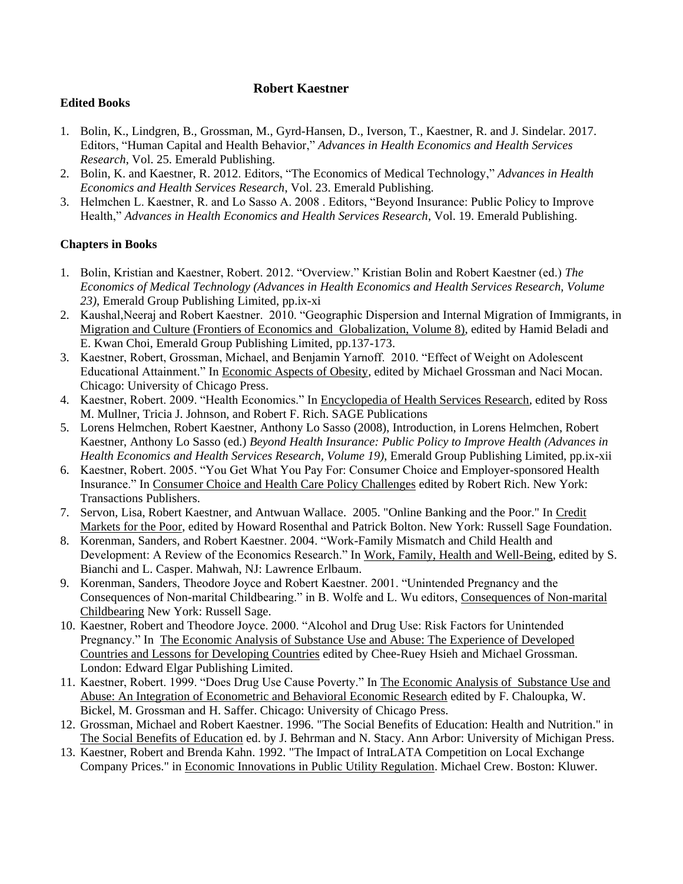# Robert Kaestner

**Edited Books**

1. Bolin, K., Lindgren, B., Grossman, M., Gyrd-Hansen, D., Iverson, T., Kaestner, R. and J. Sindelar. 2017. Editors, "Human Capital and Health Behavior," *Advances in Health Economics and Health Services Research*, Vol. 25. Emerald Publishing.
2. Bolin, K. and Kaestner, R. 2012. Editors, "The Economics of Medical Technology," *Advances in Health Economics and Health Services Research*, Vol. 23. Emerald Publishing.
3. Helmchen L. Kaestner, R. and Lo Sasso A. 2008 . Editors, "Beyond Insurance: Public Policy to Improve Health," *Advances in Health Economics and Health Services Research*, Vol. 19. Emerald Publishing.

**Chapters in Books**

1. Bolin, Kristian and Kaestner, Robert. 2012. "Overview." Kristian Bolin and Robert Kaestner (ed.) *The Economics of Medical Technology (Advances in Health Economics and Health Services Research, Volume 23)*, Emerald Group Publishing Limited, pp.ix-xi
2. Kaushal,Neeraj and Robert Kaestner. 2010. "Geographic Dispersion and Internal Migration of Immigrants, in Migration and Culture (Frontiers of Economics and Globalization, Volume 8), edited by Hamid Beladi and E. Kwan Choi, Emerald Group Publishing Limited, pp.137-173.
3. Kaestner, Robert, Grossman, Michael, and Benjamin Yarnoff. 2010. "Effect of Weight on Adolescent Educational Attainment." In Economic Aspects of Obesity, edited by Michael Grossman and Naci Mocan. Chicago: University of Chicago Press.
4. Kaestner, Robert. 2009. "Health Economics." In Encyclopedia of Health Services Research, edited by Ross M. Mullner, Tricia J. Johnson, and Robert F. Rich. SAGE Publications
5. Lorens Helmchen, Robert Kaestner, Anthony Lo Sasso (2008), Introduction, in Lorens Helmchen, Robert Kaestner, Anthony Lo Sasso (ed.) *Beyond Health Insurance: Public Policy to Improve Health (Advances in Health Economics and Health Services Research, Volume 19)*, Emerald Group Publishing Limited, pp.ix-xii
6. Kaestner, Robert. 2005. "You Get What You Pay For: Consumer Choice and Employer-sponsored Health Insurance." In Consumer Choice and Health Care Policy Challenges edited by Robert Rich. New York: Transactions Publishers.
7. Servon, Lisa, Robert Kaestner, and Antwuan Wallace. 2005. "Online Banking and the Poor." In Credit Markets for the Poor, edited by Howard Rosenthal and Patrick Bolton. New York: Russell Sage Foundation.
8. Korenman, Sanders, and Robert Kaestner. 2004. "Work-Family Mismatch and Child Health and Development: A Review of the Economics Research." In Work, Family, Health and Well-Being, edited by S. Bianchi and L. Casper. Mahwah, NJ: Lawrence Erlbaum.
9. Korenman, Sanders, Theodore Joyce and Robert Kaestner. 2001. "Unintended Pregnancy and the Consequences of Non-marital Childbearing." in B. Wolfe and L. Wu editors, Consequences of Non-marital Childbearing New York: Russell Sage.
10. Kaestner, Robert and Theodore Joyce. 2000. "Alcohol and Drug Use: Risk Factors for Unintended Pregnancy." In The Economic Analysis of Substance Use and Abuse: The Experience of Developed Countries and Lessons for Developing Countries edited by Chee-Ruey Hsieh and Michael Grossman. London: Edward Elgar Publishing Limited.
11. Kaestner, Robert. 1999. "Does Drug Use Cause Poverty." In The Economic Analysis of Substance Use and Abuse: An Integration of Econometric and Behavioral Economic Research edited by F. Chaloupka, W. Bickel, M. Grossman and H. Saffer. Chicago: University of Chicago Press.
12. Grossman, Michael and Robert Kaestner. 1996. "The Social Benefits of Education: Health and Nutrition." in The Social Benefits of Education ed. by J. Behrman and N. Stacy. Ann Arbor: University of Michigan Press.
13. Kaestner, Robert and Brenda Kahn. 1992. "The Impact of IntraLATA Competition on Local Exchange Company Prices." in Economic Innovations in Public Utility Regulation. Michael Crew. Boston: Kluwer.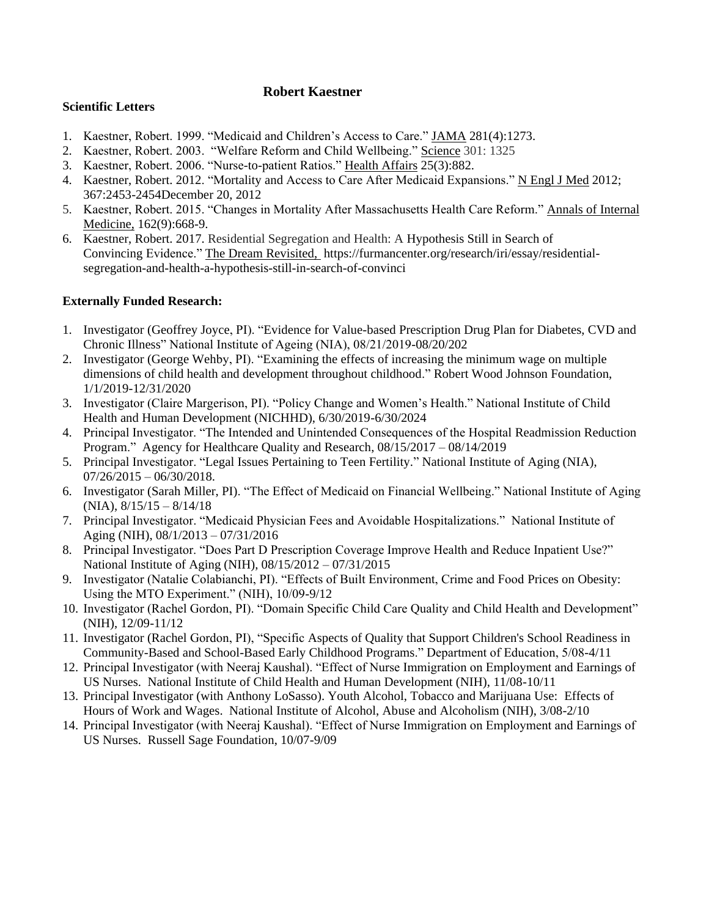**Robert Kaestner**

**Scientific Letters**

1. Kaestner, Robert. 1999. "Medicaid and Children's Access to Care." JAMA 281(4):1273.
2. Kaestner, Robert. 2003. "Welfare Reform and Child Wellbeing." Science 301: 1325
3. Kaestner, Robert. 2006. "Nurse-to-patient Ratios." Health Affairs 25(3):882.
4. Kaestner, Robert. 2012. "Mortality and Access to Care After Medicaid Expansions." N Engl J Med 2012; 367:2453-2454December 20, 2012
5. Kaestner, Robert. 2015. "Changes in Mortality After Massachusetts Health Care Reform." Annals of Internal Medicine, 162(9):668-9.
6. Kaestner, Robert. 2017. Residential Segregation and Health: A Hypothesis Still in Search of Convincing Evidence." The Dream Revisited, https://furmancenter.org/research/iri/essay/residential-segregation-and-health-a-hypothesis-still-in-search-of-convinci

**Externally Funded Research:**

1. Investigator (Geoffrey Joyce, PI). "Evidence for Value-based Prescription Drug Plan for Diabetes, CVD and Chronic Illness" National Institute of Ageing (NIA), 08/21/2019-08/20/202
2. Investigator (George Wehby, PI). "Examining the effects of increasing the minimum wage on multiple dimensions of child health and development throughout childhood." Robert Wood Johnson Foundation, 1/1/2019-12/31/2020
3. Investigator (Claire Margerison, PI). "Policy Change and Women's Health." National Institute of Child Health and Human Development (NICHHD), 6/30/2019-6/30/2024
4. Principal Investigator. "The Intended and Unintended Consequences of the Hospital Readmission Reduction Program." Agency for Healthcare Quality and Research, 08/15/2017 – 08/14/2019
5. Principal Investigator. "Legal Issues Pertaining to Teen Fertility." National Institute of Aging (NIA), 07/26/2015 – 06/30/2018.
6. Investigator (Sarah Miller, PI). "The Effect of Medicaid on Financial Wellbeing." National Institute of Aging (NIA), 8/15/15 – 8/14/18
7. Principal Investigator. "Medicaid Physician Fees and Avoidable Hospitalizations." National Institute of Aging (NIH), 08/1/2013 – 07/31/2016
8. Principal Investigator. "Does Part D Prescription Coverage Improve Health and Reduce Inpatient Use?" National Institute of Aging (NIH), 08/15/2012 – 07/31/2015
9. Investigator (Natalie Colabianchi, PI). "Effects of Built Environment, Crime and Food Prices on Obesity: Using the MTO Experiment." (NIH), 10/09-9/12
10. Investigator (Rachel Gordon, PI). "Domain Specific Child Care Quality and Child Health and Development" (NIH), 12/09-11/12
11. Investigator (Rachel Gordon, PI), "Specific Aspects of Quality that Support Children's School Readiness in Community-Based and School-Based Early Childhood Programs." Department of Education, 5/08-4/11
12. Principal Investigator (with Neeraj Kaushal). "Effect of Nurse Immigration on Employment and Earnings of US Nurses. National Institute of Child Health and Human Development (NIH), 11/08-10/11
13. Principal Investigator (with Anthony LoSasso). Youth Alcohol, Tobacco and Marijuana Use: Effects of Hours of Work and Wages. National Institute of Alcohol, Abuse and Alcoholism (NIH), 3/08-2/10
14. Principal Investigator (with Neeraj Kaushal). "Effect of Nurse Immigration on Employment and Earnings of US Nurses. Russell Sage Foundation, 10/07-9/09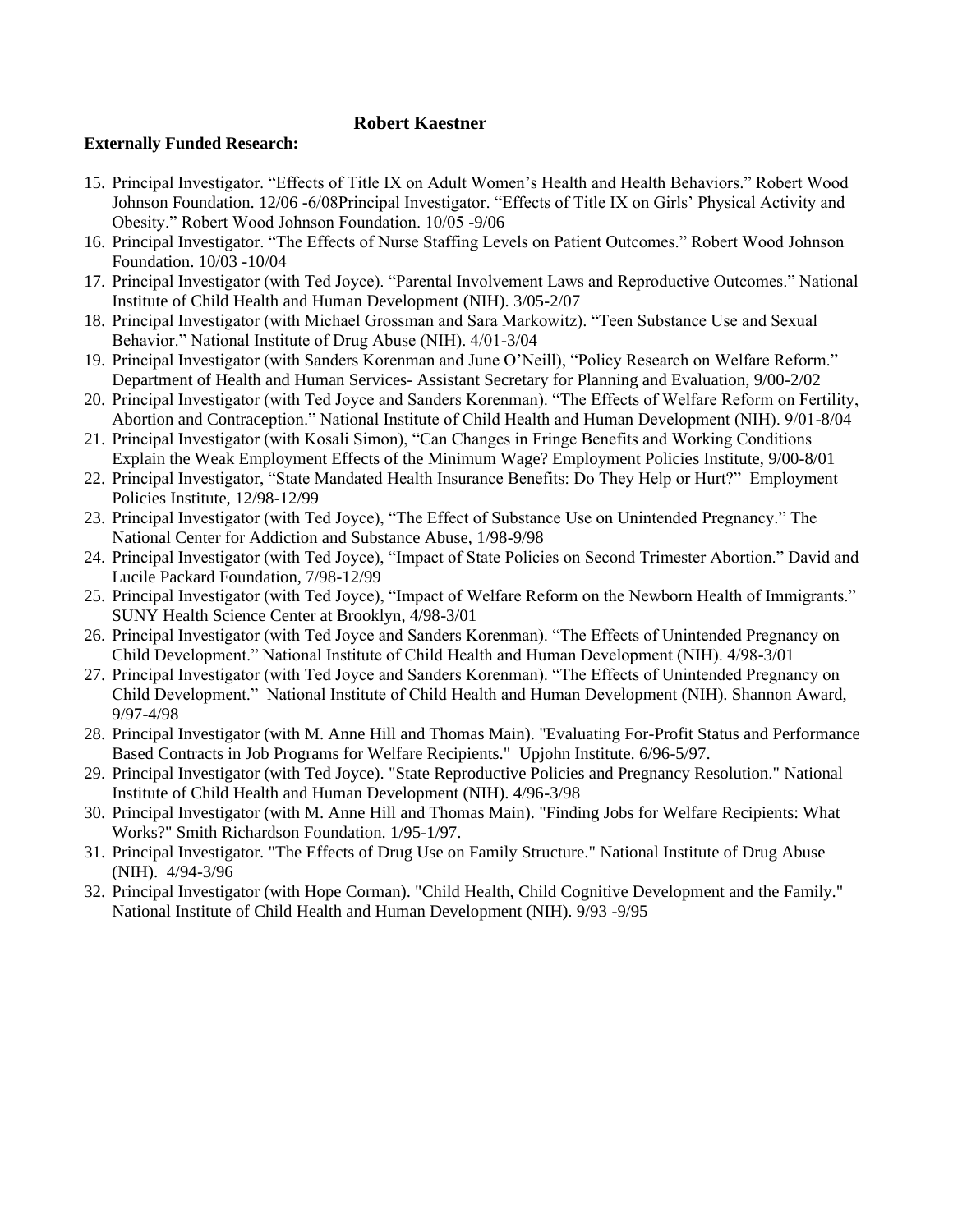**Robert Kaestner**

**Externally Funded Research:**

15. Principal Investigator. "Effects of Title IX on Adult Women's Health and Health Behaviors." Robert Wood Johnson Foundation. 12/06 -6/08Principal Investigator. "Effects of Title IX on Girls' Physical Activity and Obesity." Robert Wood Johnson Foundation. 10/05 -9/06
16. Principal Investigator. "The Effects of Nurse Staffing Levels on Patient Outcomes." Robert Wood Johnson Foundation. 10/03 -10/04
17. Principal Investigator (with Ted Joyce). "Parental Involvement Laws and Reproductive Outcomes." National Institute of Child Health and Human Development (NIH). 3/05-2/07
18. Principal Investigator (with Michael Grossman and Sara Markowitz). "Teen Substance Use and Sexual Behavior." National Institute of Drug Abuse (NIH). 4/01-3/04
19. Principal Investigator (with Sanders Korenman and June O'Neill), "Policy Research on Welfare Reform." Department of Health and Human Services- Assistant Secretary for Planning and Evaluation, 9/00-2/02
20. Principal Investigator (with Ted Joyce and Sanders Korenman). "The Effects of Welfare Reform on Fertility, Abortion and Contraception." National Institute of Child Health and Human Development (NIH). 9/01-8/04
21. Principal Investigator (with Kosali Simon), "Can Changes in Fringe Benefits and Working Conditions Explain the Weak Employment Effects of the Minimum Wage? Employment Policies Institute, 9/00-8/01
22. Principal Investigator, "State Mandated Health Insurance Benefits: Do They Help or Hurt?" Employment Policies Institute, 12/98-12/99
23. Principal Investigator (with Ted Joyce), "The Effect of Substance Use on Unintended Pregnancy." The National Center for Addiction and Substance Abuse, 1/98-9/98
24. Principal Investigator (with Ted Joyce), "Impact of State Policies on Second Trimester Abortion." David and Lucile Packard Foundation, 7/98-12/99
25. Principal Investigator (with Ted Joyce), "Impact of Welfare Reform on the Newborn Health of Immigrants." SUNY Health Science Center at Brooklyn, 4/98-3/01
26. Principal Investigator (with Ted Joyce and Sanders Korenman). "The Effects of Unintended Pregnancy on Child Development." National Institute of Child Health and Human Development (NIH). 4/98-3/01
27. Principal Investigator (with Ted Joyce and Sanders Korenman). "The Effects of Unintended Pregnancy on Child Development." National Institute of Child Health and Human Development (NIH). Shannon Award, 9/97-4/98
28. Principal Investigator (with M. Anne Hill and Thomas Main). "Evaluating For-Profit Status and Performance Based Contracts in Job Programs for Welfare Recipients." Upjohn Institute. 6/96-5/97.
29. Principal Investigator (with Ted Joyce). "State Reproductive Policies and Pregnancy Resolution." National Institute of Child Health and Human Development (NIH). 4/96-3/98
30. Principal Investigator (with M. Anne Hill and Thomas Main). "Finding Jobs for Welfare Recipients: What Works?" Smith Richardson Foundation. 1/95-1/97.
31. Principal Investigator. "The Effects of Drug Use on Family Structure." National Institute of Drug Abuse (NIH). 4/94-3/96
32. Principal Investigator (with Hope Corman). "Child Health, Child Cognitive Development and the Family." National Institute of Child Health and Human Development (NIH). 9/93 -9/95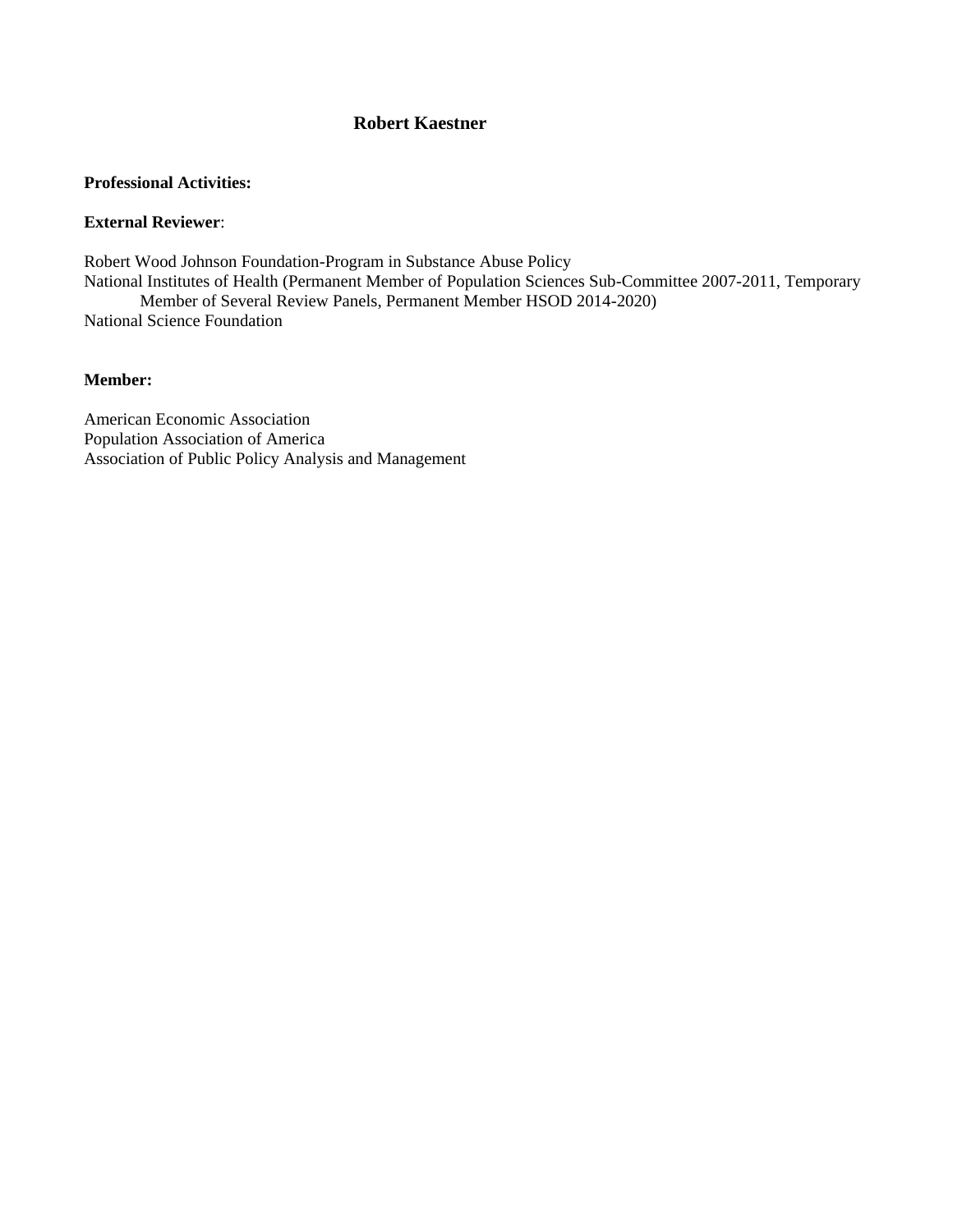# Robert Kaestner

**Professional Activities:**

**External Reviewer**:

Robert Wood Johnson Foundation-Program in Substance Abuse Policy
National Institutes of Health (Permanent Member of Population Sciences Sub-Committee 2007-2011, Temporary Member of Several Review Panels, Permanent Member HSOD 2014-2020)
National Science Foundation

**Member:**

American Economic Association
Population Association of America
Association of Public Policy Analysis and Management